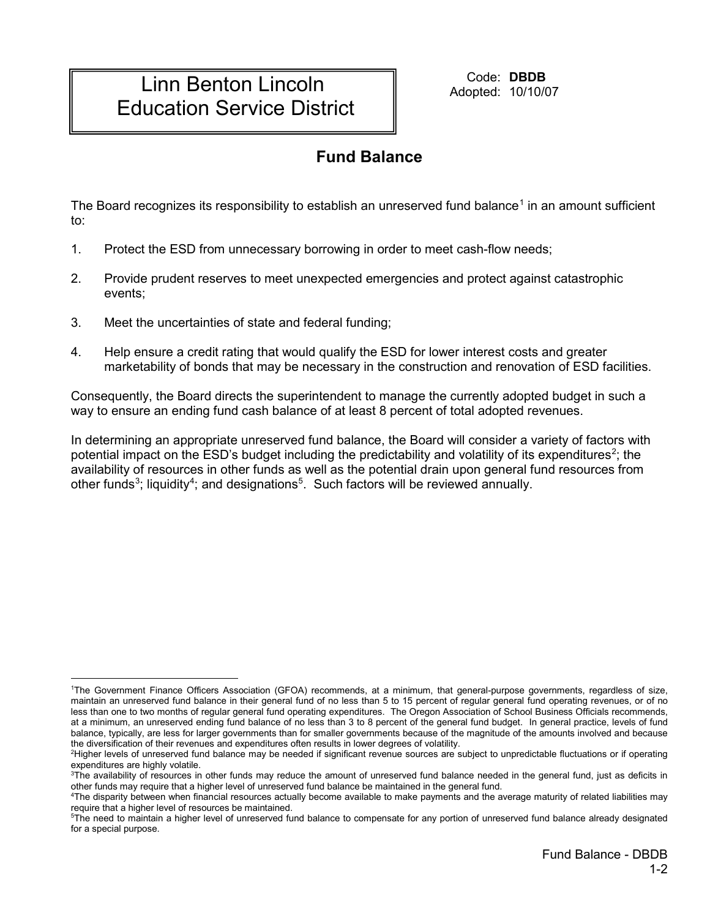# Linn Benton Lincoln Education Service District

Code: **DBDB**
Adopted: 10/10/07

## Fund Balance

The Board recognizes its responsibility to establish an unreserved fund balance[1] in an amount sufficient to:

1. Protect the ESD from unnecessary borrowing in order to meet cash-flow needs;
2. Provide prudent reserves to meet unexpected emergencies and protect against catastrophic events;
3. Meet the uncertainties of state and federal funding;
4. Help ensure a credit rating that would qualify the ESD for lower interest costs and greater marketability of bonds that may be necessary in the construction and renovation of ESD facilities.

Consequently, the Board directs the superintendent to manage the currently adopted budget in such a way to ensure an ending fund cash balance of at least 8 percent of total adopted revenues.

In determining an appropriate unreserved fund balance, the Board will consider a variety of factors with potential impact on the ESD's budget including the predictability and volatility of its expenditures[2]; the availability of resources in other funds as well as the potential drain upon general fund resources from other funds[3]; liquidity[4]; and designations[5]. Such factors will be reviewed annually.

---

[1]The Government Finance Officers Association (GFOA) recommends, at a minimum, that general-purpose governments, regardless of size, maintain an unreserved fund balance in their general fund of no less than 5 to 15 percent of regular general fund operating revenues, or of no less than one to two months of regular general fund operating expenditures. The Oregon Association of School Business Officials recommends, at a minimum, an unreserved ending fund balance of no less than 3 to 8 percent of the general fund budget. In general practice, levels of fund balance, typically, are less for larger governments than for smaller governments because of the magnitude of the amounts involved and because the diversification of their revenues and expenditures often results in lower degrees of volatility.

[2]Higher levels of unreserved fund balance may be needed if significant revenue sources are subject to unpredictable fluctuations or if operating expenditures are highly volatile.

[3]The availability of resources in other funds may reduce the amount of unreserved fund balance needed in the general fund, just as deficits in other funds may require that a higher level of unreserved fund balance be maintained in the general fund.

[4]The disparity between when financial resources actually become available to make payments and the average maturity of related liabilities may require that a higher level of resources be maintained.

[5]The need to maintain a higher level of unreserved fund balance to compensate for any portion of unreserved fund balance already designated for a special purpose.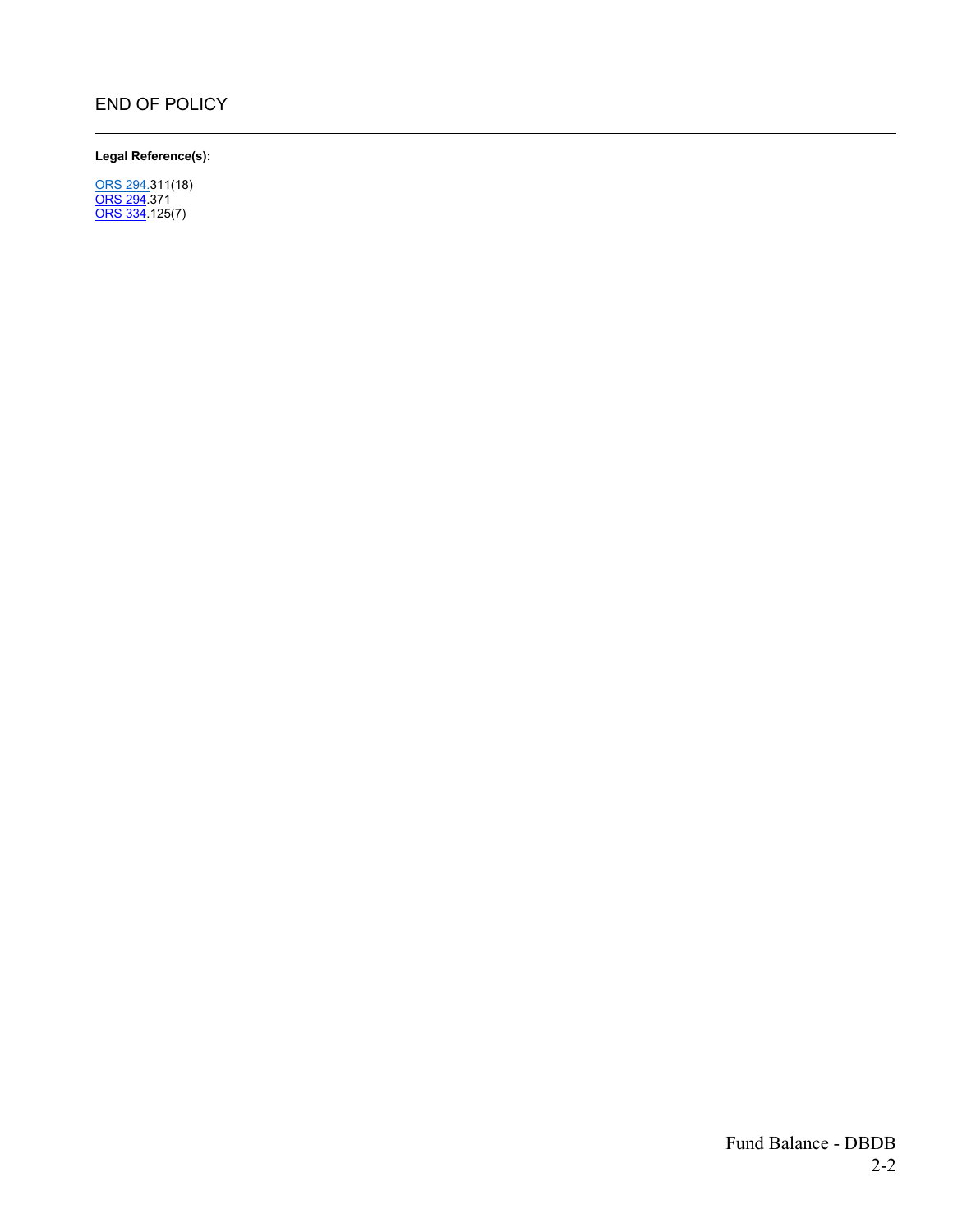END OF POLICY

---

**Legal Reference(s):**

ORS 294.311(18)
ORS 294.371
ORS 334.125(7)